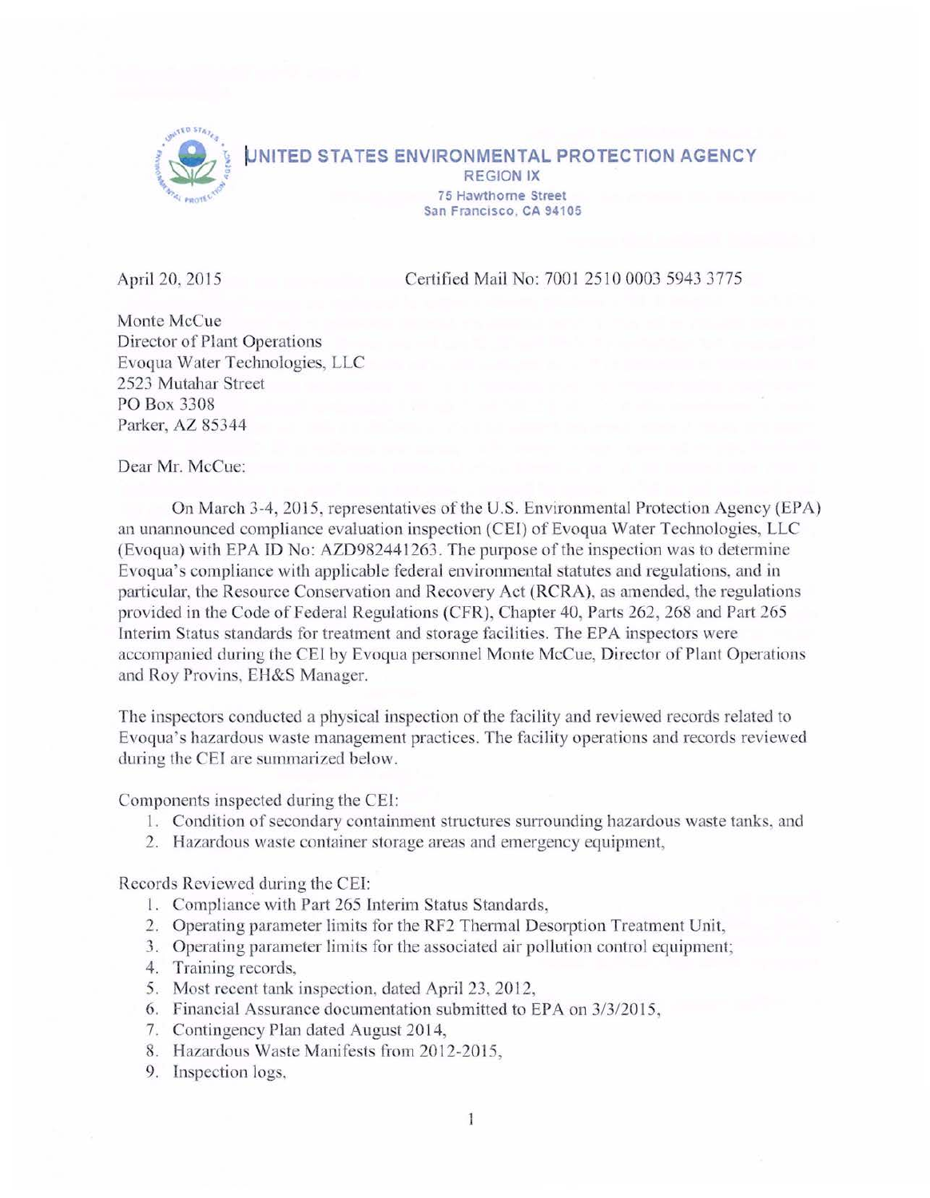# UNITED STATES ENVIRONMENTAL PROTECTION AGENCY

REGION IX
75 Hawthorne Street
San Francisco, CA 94105

April 20, 2015

Certified Mail No: 7001 2510 0003 5943 3775

Monte McCue
Director of Plant Operations
Evoqua Water Technologies, LLC
2523 Mutahar Street
PO Box 3308
Parker, AZ 85344

Dear Mr. McCue:

On March 3-4, 2015, representatives of the U.S. Environmental Protection Agency (EPA) an unannounced compliance evaluation inspection (CEI) of Evoqua Water Technologies, LLC (Evoqua) with EPA ID No: AZD982441263. The purpose of the inspection was to determine Evoqua's compliance with applicable federal environmental statutes and regulations, and in particular, the Resource Conservation and Recovery Act (RCRA), as amended, the regulations provided in the Code of Federal Regulations (CFR), Chapter 40, Parts 262, 268 and Part 265 Interim Status standards for treatment and storage facilities. The EPA inspectors were accompanied during the CEI by Evoqua personnel Monte McCue, Director of Plant Operations and Roy Provins, EH&S Manager.

The inspectors conducted a physical inspection of the facility and reviewed records related to Evoqua's hazardous waste management practices. The facility operations and records reviewed during the CEI are summarized below.

Components inspected during the CEI:

1. Condition of secondary containment structures surrounding hazardous waste tanks, and
2. Hazardous waste container storage areas and emergency equipment,

Records Reviewed during the CEI:

1. Compliance with Part 265 Interim Status Standards,
2. Operating parameter limits for the RF2 Thermal Desorption Treatment Unit,
3. Operating parameter limits for the associated air pollution control equipment;
4. Training records,
5. Most recent tank inspection, dated April 23, 2012,
6. Financial Assurance documentation submitted to EPA on 3/3/2015,
7. Contingency Plan dated August 2014,
8. Hazardous Waste Manifests from 2012-2015,
9. Inspection logs,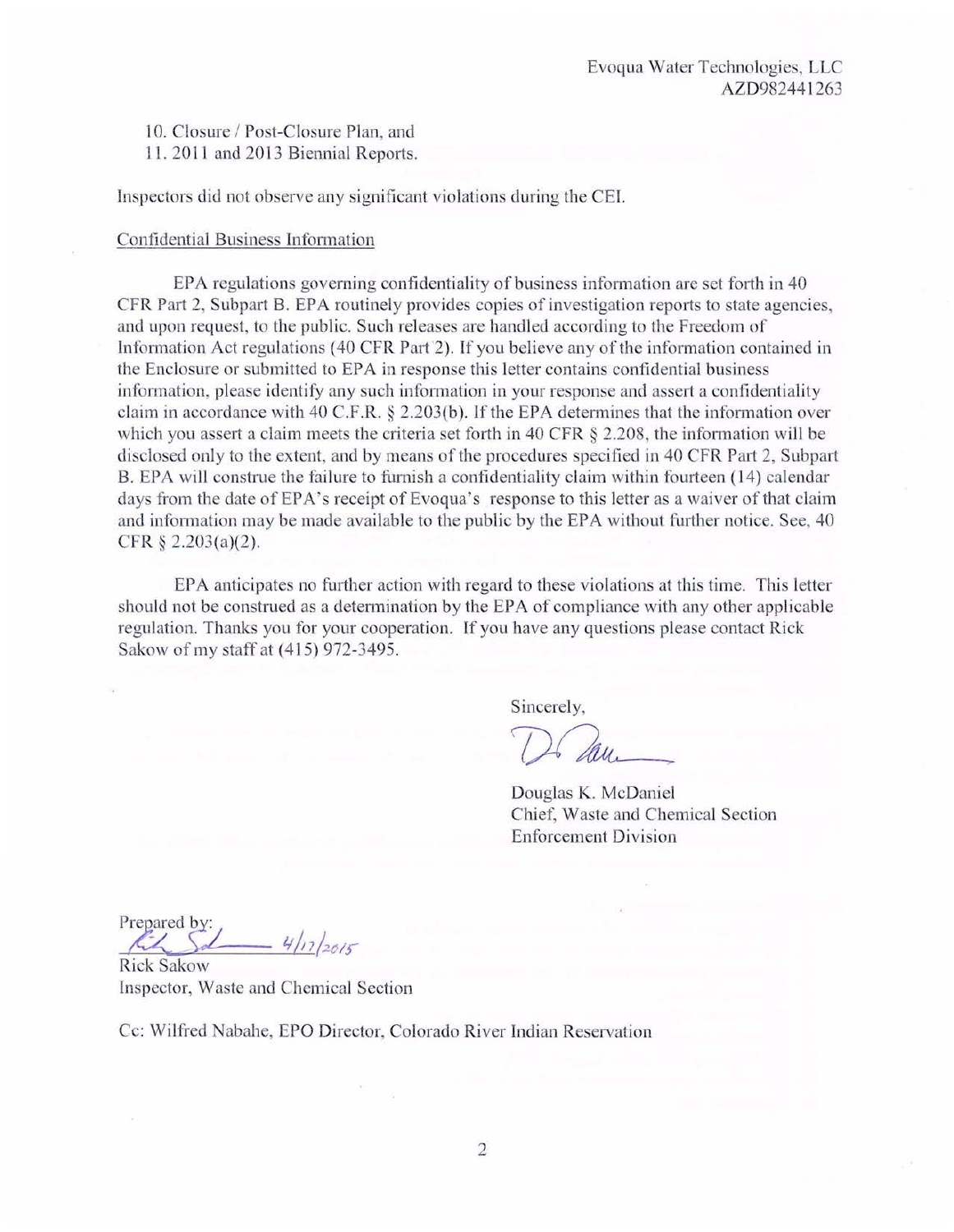Evoqua Water Technologies, LLC
AZD982441263

10. Closure / Post-Closure Plan, and
11. 2011 and 2013 Biennial Reports.

Inspectors did not observe any significant violations during the CEI.

Confidential Business Information

EPA regulations governing confidentiality of business information are set forth in 40 CFR Part 2, Subpart B. EPA routinely provides copies of investigation reports to state agencies, and upon request, to the public. Such releases are handled according to the Freedom of Information Act regulations (40 CFR Part 2). If you believe any of the information contained in the Enclosure or submitted to EPA in response this letter contains confidential business information, please identify any such information in your response and assert a confidentiality claim in accordance with 40 C.F.R. § 2.203(b). If the EPA determines that the information over which you assert a claim meets the criteria set forth in 40 CFR § 2.208, the information will be disclosed only to the extent, and by means of the procedures specified in 40 CFR Part 2, Subpart B. EPA will construe the failure to furnish a confidentiality claim within fourteen (14) calendar days from the date of EPA's receipt of Evoqua's response to this letter as a waiver of that claim and information may be made available to the public by the EPA without further notice. See, 40 CFR § 2.203(a)(2).

EPA anticipates no further action with regard to these violations at this time. This letter should not be construed as a determination by the EPA of compliance with any other applicable regulation. Thanks you for your cooperation. If you have any questions please contact Rick Sakow of my staff at (415) 972-3495.

Sincerely,

Douglas K. McDaniel
Chief, Waste and Chemical Section
Enforcement Division

Prepared by:
4/17/2015
Rick Sakow
Inspector, Waste and Chemical Section

Cc: Wilfred Nabahe, EPO Director, Colorado River Indian Reservation